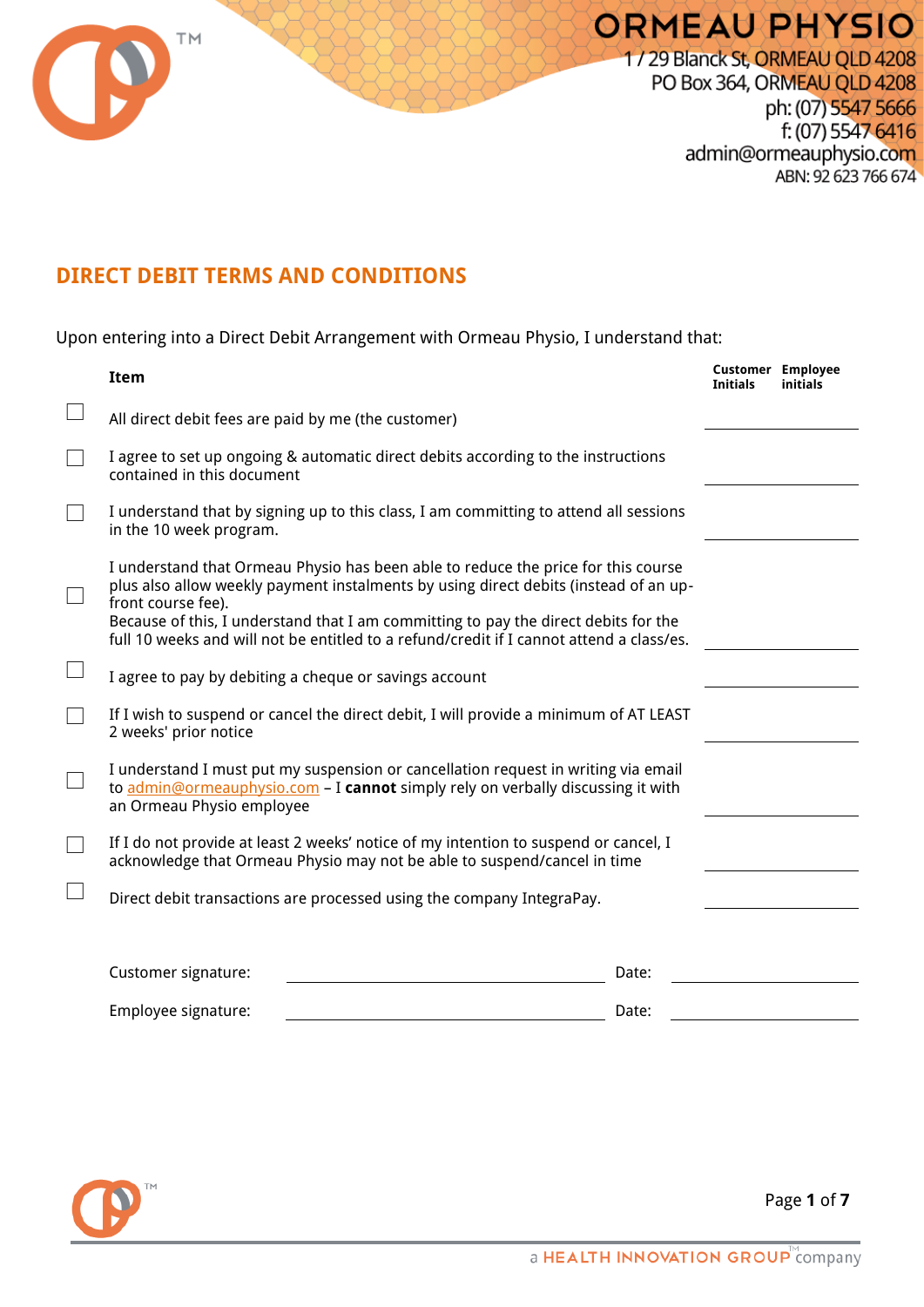ORMEAU PHYSIO

1 / 29 Blanck St, ORMEAU QLD 4208
PO Box 364, ORMEAU QLD 4208
ph: (07) 5547 5666
f: (07) 5547 6416
admin@ormeauphysio.com
ABN: 92 623 766 674

## DIRECT DEBIT TERMS AND CONDITIONS

Upon entering into a Direct Debit Arrangement with Ormeau Physio, I understand that:

| | Item | Customer Initials | Employee initials |
|---|---|---|---|
| ☐ | All direct debit fees are paid by me (the customer) | | |
| ☐ | I agree to set up ongoing & automatic direct debits according to the instructions contained in this document | | |
| ☐ | I understand that by signing up to this class, I am committing to attend all sessions in the 10 week program. | | |
| ☐ | I understand that Ormeau Physio has been able to reduce the price for this course plus also allow weekly payment instalments by using direct debits (instead of an up-front course fee). Because of this, I understand that I am committing to pay the direct debits for the full 10 weeks and will not be entitled to a refund/credit if I cannot attend a class/es. | | |
| ☐ | I agree to pay by debiting a cheque or savings account | | |
| ☐ | If I wish to suspend or cancel the direct debit, I will provide a minimum of AT LEAST 2 weeks' prior notice | | |
| ☐ | I understand I must put my suspension or cancellation request in writing via email to admin@ormeauphysio.com – I **cannot** simply rely on verbally discussing it with an Ormeau Physio employee | | |
| ☐ | If I do not provide at least 2 weeks' notice of my intention to suspend or cancel, I acknowledge that Ormeau Physio may not be able to suspend/cancel in time | | |
| ☐ | Direct debit transactions are processed using the company IntegraPay. | | |

Customer signature: ______________________ Date: ____________

Employee signature: ______________________ Date: ____________

a HEALTH INNOVATION GROUP company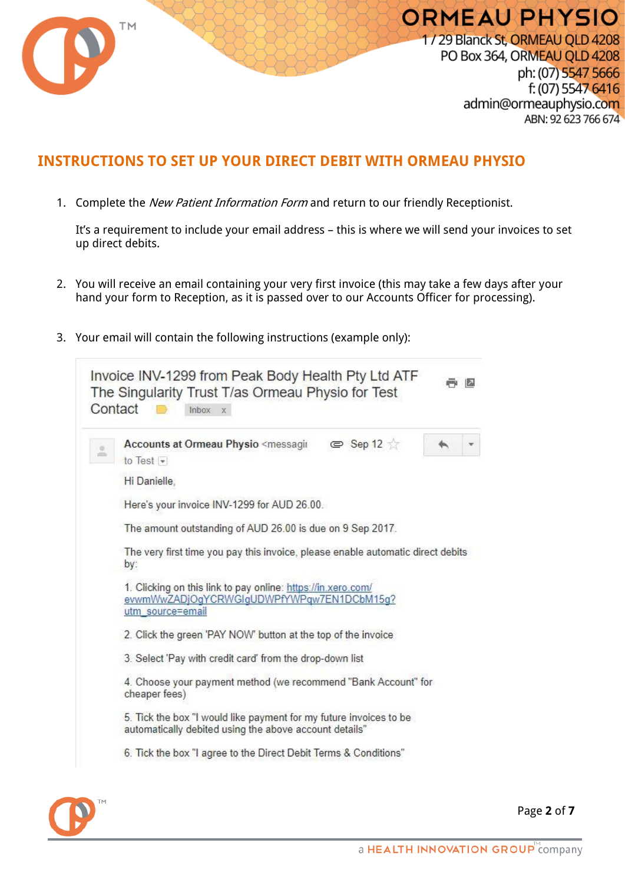ORMEAU PHYSIO
1 / 29 Blanck St, ORMEAU QLD 4208
PO Box 364, ORMEAU QLD 4208
ph: (07) 5547 5666
f: (07) 5547 6416
admin@ormeauphysio.com
ABN: 92 623 766 674

## INSTRUCTIONS TO SET UP YOUR DIRECT DEBIT WITH ORMEAU PHYSIO

1. Complete the *New Patient Information Form* and return to our friendly Receptionist.

   It's a requirement to include your email address – this is where we will send your invoices to set up direct debits.

2. You will receive an email containing your very first invoice (this may take a few days after your hand your form to Reception, as it is passed over to our Accounts Officer for processing).

3. Your email will contain the following instructions (example only):

Invoice INV-1299 from Peak Body Health Pty Ltd ATF The Singularity Trust T/as Ormeau Physio for Test Contact   Inbox x

Accounts at Ormeau Physio <messagi   Sep 12
to Test

Hi Danielle,

Here's your invoice INV-1299 for AUD 26.00.

The amount outstanding of AUD 26.00 is due on 9 Sep 2017.

The very first time you pay this invoice, please enable automatic direct debits by:

1. Clicking on this link to pay online: https://in.xero.com/evwmWwZADjOgYCRWGIgUDWPfYWPqw7EN1DCbM15g?utm_source=email

2. Click the green 'PAY NOW' button at the top of the invoice

3. Select 'Pay with credit card' from the drop-down list

4. Choose your payment method (we recommend "Bank Account" for cheaper fees)

5. Tick the box "I would like payment for my future invoices to be automatically debited using the above account details"

6. Tick the box "I agree to the Direct Debit Terms & Conditions"

a HEALTH INNOVATION GROUP company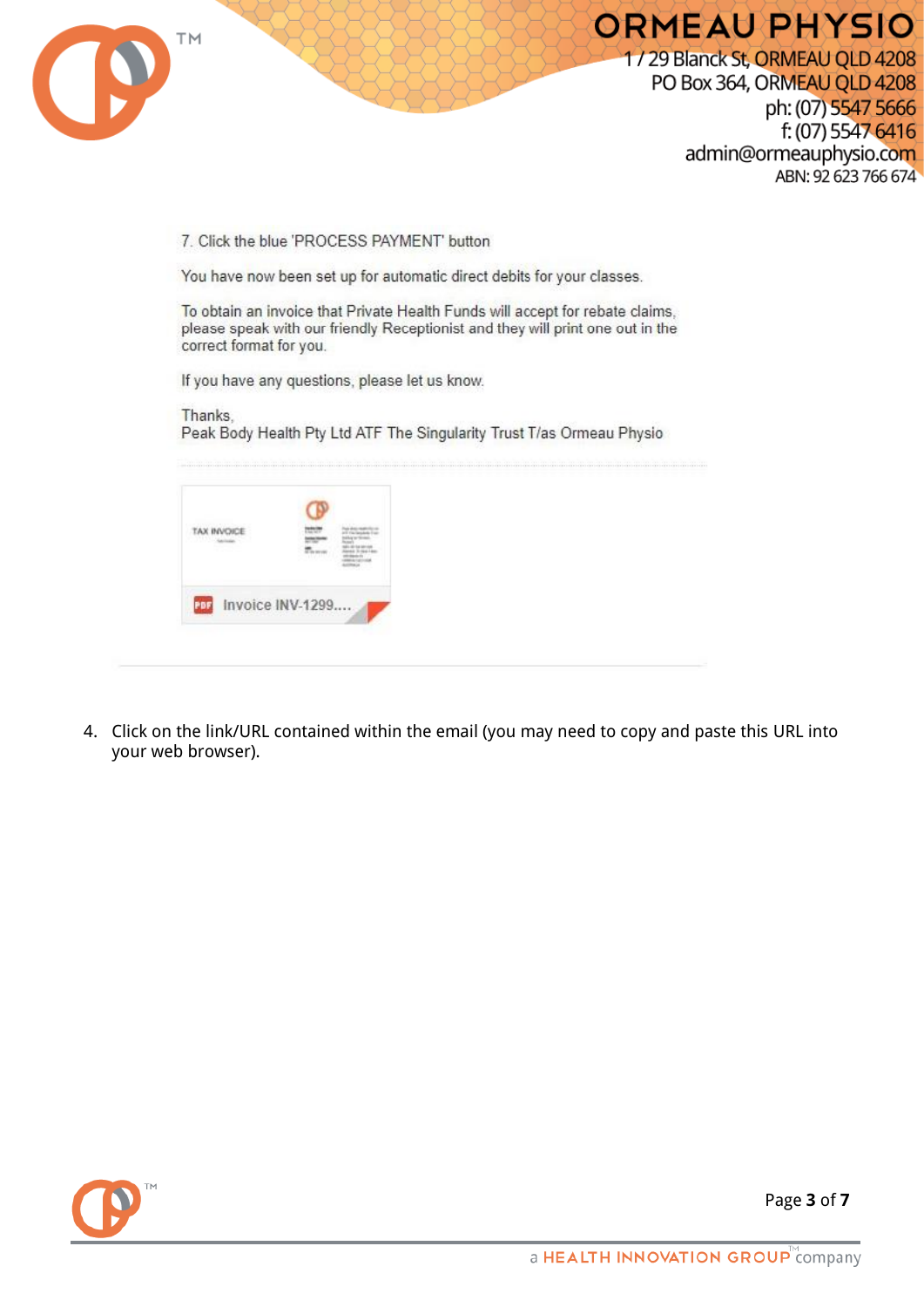7. Click the blue 'PROCESS PAYMENT' button

You have now been set up for automatic direct debits for your classes.

To obtain an invoice that Private Health Funds will accept for rebate claims, please speak with our friendly Receptionist and they will print one out in the correct format for you.

If you have any questions, please let us know.

Thanks,
Peak Body Health Pty Ltd ATF The Singularity Trust T/as Ormeau Physio

TAX INVOICE

Invoice INV-1299....

4. Click on the link/URL contained within the email (you may need to copy and paste this URL into your web browser).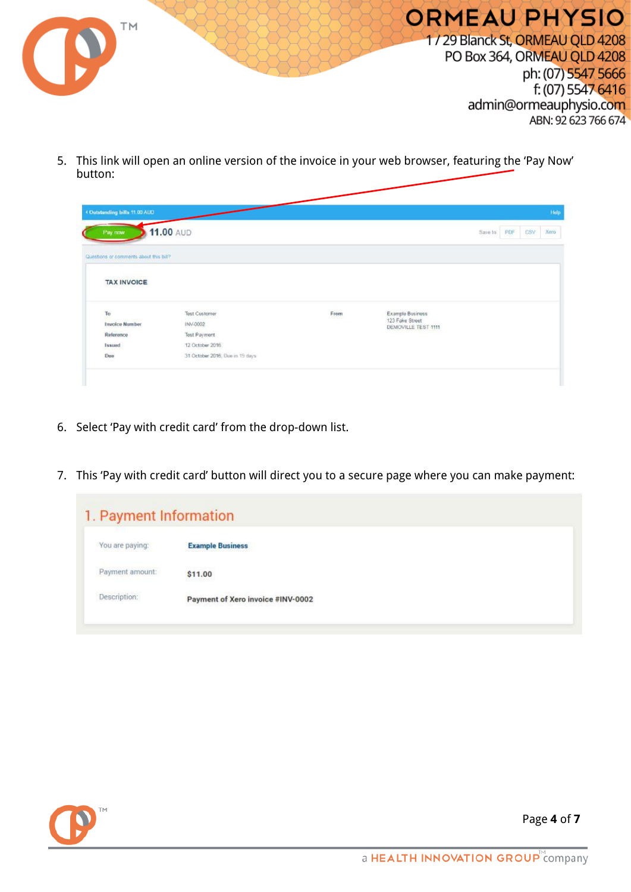5. This link will open an online version of the invoice in your web browser, featuring the 'Pay Now' button:

‹ Outstanding bills 11.00 AUD

Help

Pay now 11.00 AUD

Save to PDF CSV Xero

Questions or comments about this bill?

TAX INVOICE

| To | Test Customer | From | Example Business 123 Fake Street DEMOVILLE TEST 1111 |
|---|---|---|---|
| Invoice Number | INV-0002 | | |
| Reference | Test Payment | | |
| Issued | 12 October 2016 | | |
| Due | 31 October 2016, Due in 19 days | | |

6. Select 'Pay with credit card' from the drop-down list.

7. This 'Pay with credit card' button will direct you to a secure page where you can make payment:

1. Payment Information

| | |
|---|---|
| You are paying: | Example Business |
| Payment amount: | $11.00 |
| Description: | Payment of Xero invoice #INV-0002 |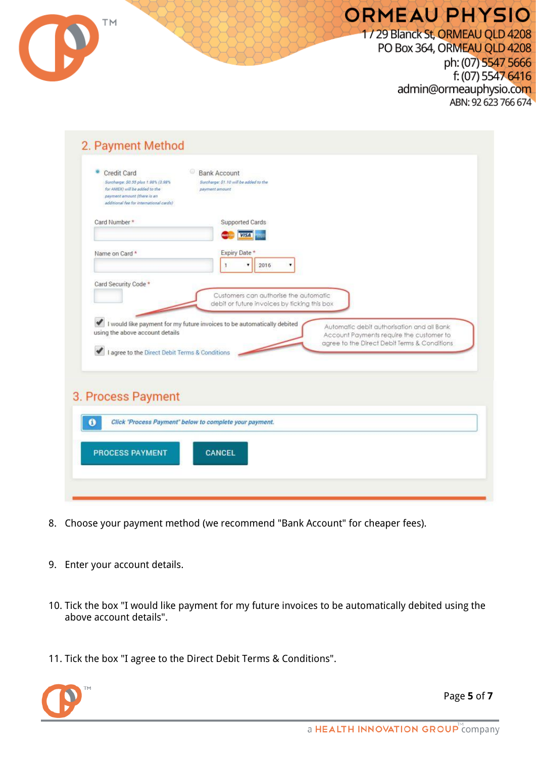**ORMEAU PHYSIO**
1 / 29 Blanck St, ORMEAU QLD 4208
PO Box 364, ORMEAU QLD 4208
ph: (07) 5547 5666
f: (07) 5547 6416
admin@ormeauphysio.com
ABN: 92 623 766 674

## 2. Payment Method

- Credit Card — *Surcharge: $0.55 plus 1.98% (3.98% for AMEX) will be added to the payment amount (there is an additional fee for international cards)*
- Bank Account — *Surcharge: $1.10 will be added to the payment amount*

Card Number *

Supported Cards

Name on Card *

Expiry Date * 1 / 2016

Card Security Code *

Customers can authorise the automatic debit or future invoices by ticking this box

☑ I would like payment for my future invoices to be automatically debited using the above account details

Automatic debit authorisation and all Bank Account Payments require the customer to agree to the Direct Debit Terms & Conditions

☑ I agree to the Direct Debit Terms & Conditions

## 3. Process Payment

*Click "Process Payment" below to complete your payment.*

PROCESS PAYMENT | CANCEL

8. Choose your payment method (we recommend "Bank Account" for cheaper fees).

9. Enter your account details.

10. Tick the box "I would like payment for my future invoices to be automatically debited using the above account details".

11. Tick the box "I agree to the Direct Debit Terms & Conditions".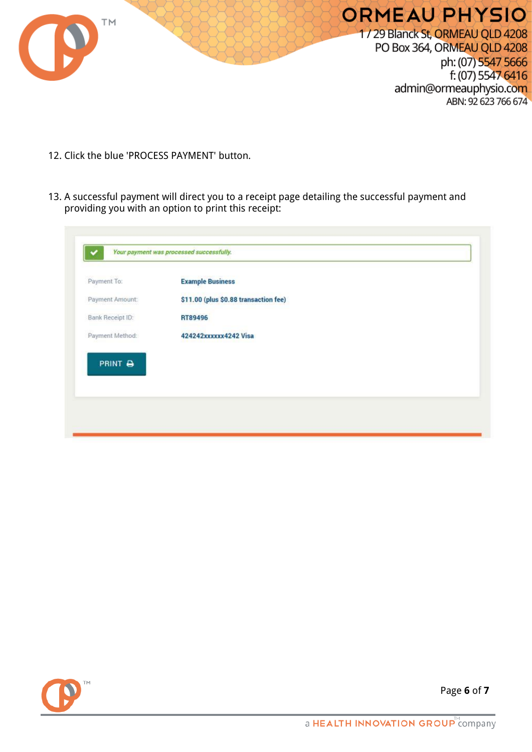12. Click the blue 'PROCESS PAYMENT' button.

13. A successful payment will direct you to a receipt page detailing the successful payment and providing you with an option to print this receipt:

*Your payment was processed successfully.*

| | |
|---|---|
| Payment To: | **Example Business** |
| Payment Amount: | **$11.00 (plus $0.88 transaction fee)** |
| Bank Receipt ID: | **RT89496** |
| Payment Method: | **424242xxxxxx4242 Visa** |

PRINT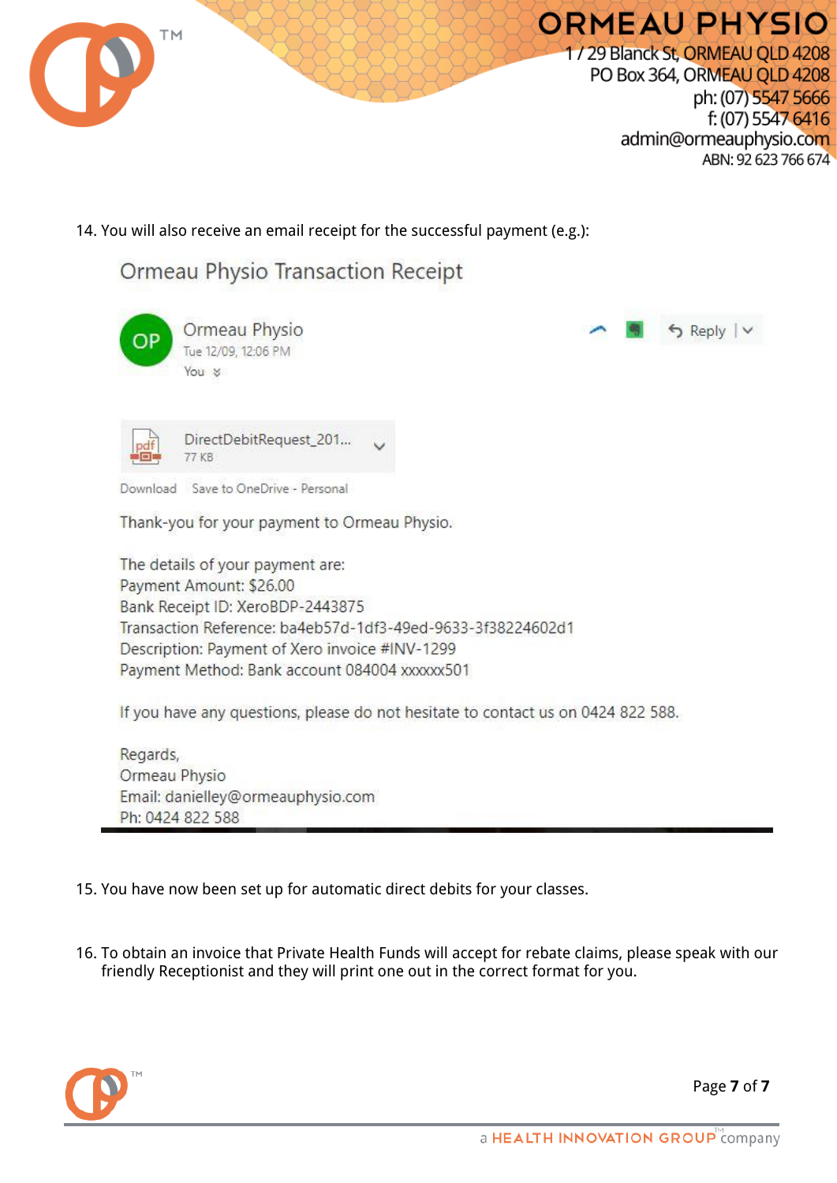14. You will also receive an email receipt for the successful payment (e.g.):

Ormeau Physio Transaction Receipt

OP Ormeau Physio
Tue 12/09, 12:06 PM
You

Reply

DirectDebitRequest_201...
77 KB

Download Save to OneDrive - Personal

Thank-you for your payment to Ormeau Physio.

The details of your payment are:
Payment Amount: $26.00
Bank Receipt ID: XeroBDP-2443875
Transaction Reference: ba4eb57d-1df3-49ed-9633-3f38224602d1
Description: Payment of Xero invoice #INV-1299
Payment Method: Bank account 084004 xxxxxx501

If you have any questions, please do not hesitate to contact us on 0424 822 588.

Regards,
Ormeau Physio
Email: danielley@ormeauphysio.com
Ph: 0424 822 588

15. You have now been set up for automatic direct debits for your classes.

16. To obtain an invoice that Private Health Funds will accept for rebate claims, please speak with our friendly Receptionist and they will print one out in the correct format for you.